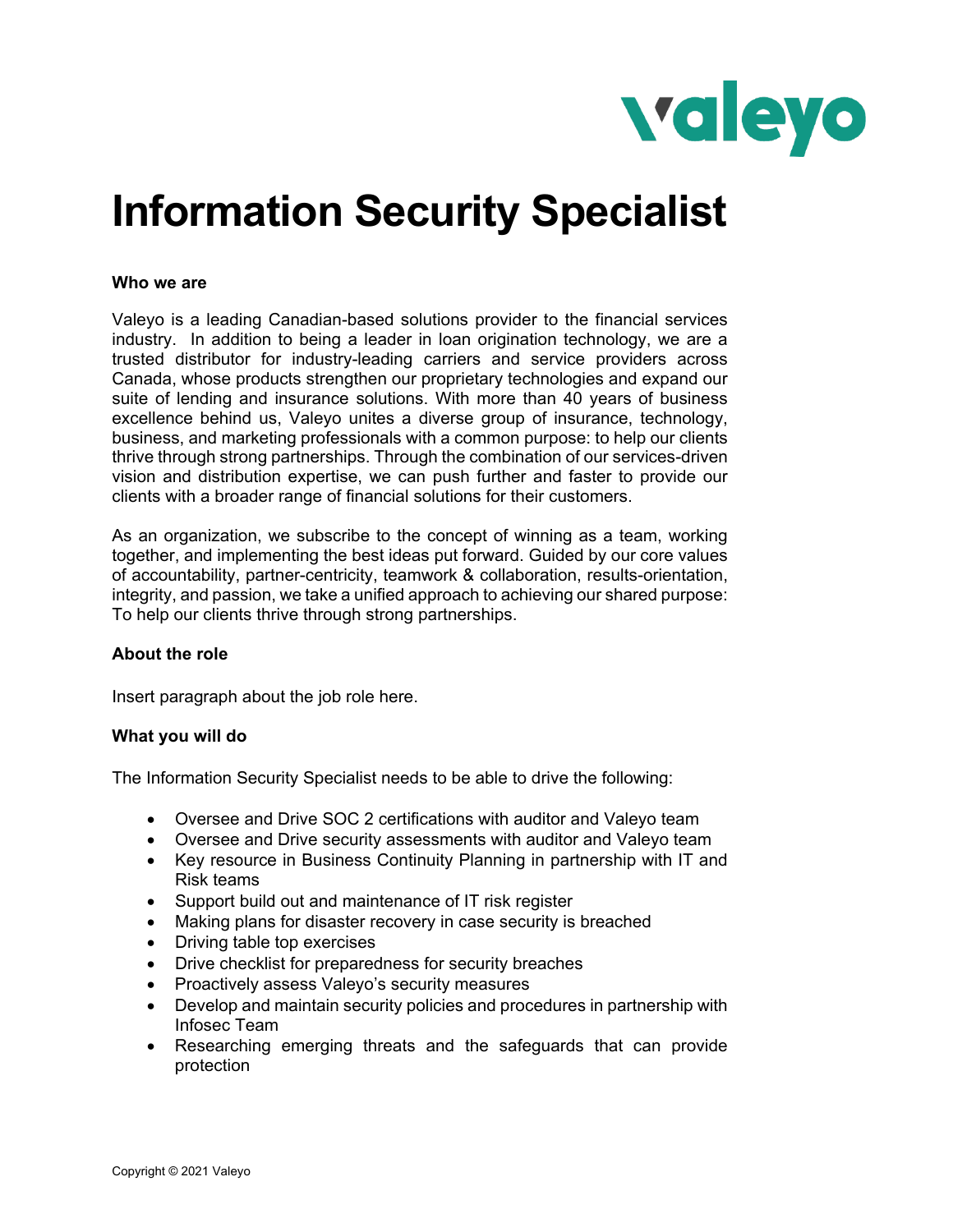valeyo

# Information Security Specialist

**Who we are**

Valeyo is a leading Canadian-based solutions provider to the financial services industry. In addition to being a leader in loan origination technology, we are a trusted distributor for industry-leading carriers and service providers across Canada, whose products strengthen our proprietary technologies and expand our suite of lending and insurance solutions. With more than 40 years of business excellence behind us, Valeyo unites a diverse group of insurance, technology, business, and marketing professionals with a common purpose: to help our clients thrive through strong partnerships. Through the combination of our services-driven vision and distribution expertise, we can push further and faster to provide our clients with a broader range of financial solutions for their customers.

As an organization, we subscribe to the concept of winning as a team, working together, and implementing the best ideas put forward. Guided by our core values of accountability, partner-centricity, teamwork & collaboration, results-orientation, integrity, and passion, we take a unified approach to achieving our shared purpose: To help our clients thrive through strong partnerships.

**About the role**

Insert paragraph about the job role here.

**What you will do**

The Information Security Specialist needs to be able to drive the following:

- Oversee and Drive SOC 2 certifications with auditor and Valeyo team
- Oversee and Drive security assessments with auditor and Valeyo team
- Key resource in Business Continuity Planning in partnership with IT and Risk teams
- Support build out and maintenance of IT risk register
- Making plans for disaster recovery in case security is breached
- Driving table top exercises
- Drive checklist for preparedness for security breaches
- Proactively assess Valeyo's security measures
- Develop and maintain security policies and procedures in partnership with Infosec Team
- Researching emerging threats and the safeguards that can provide protection

Copyright © 2021 Valeyo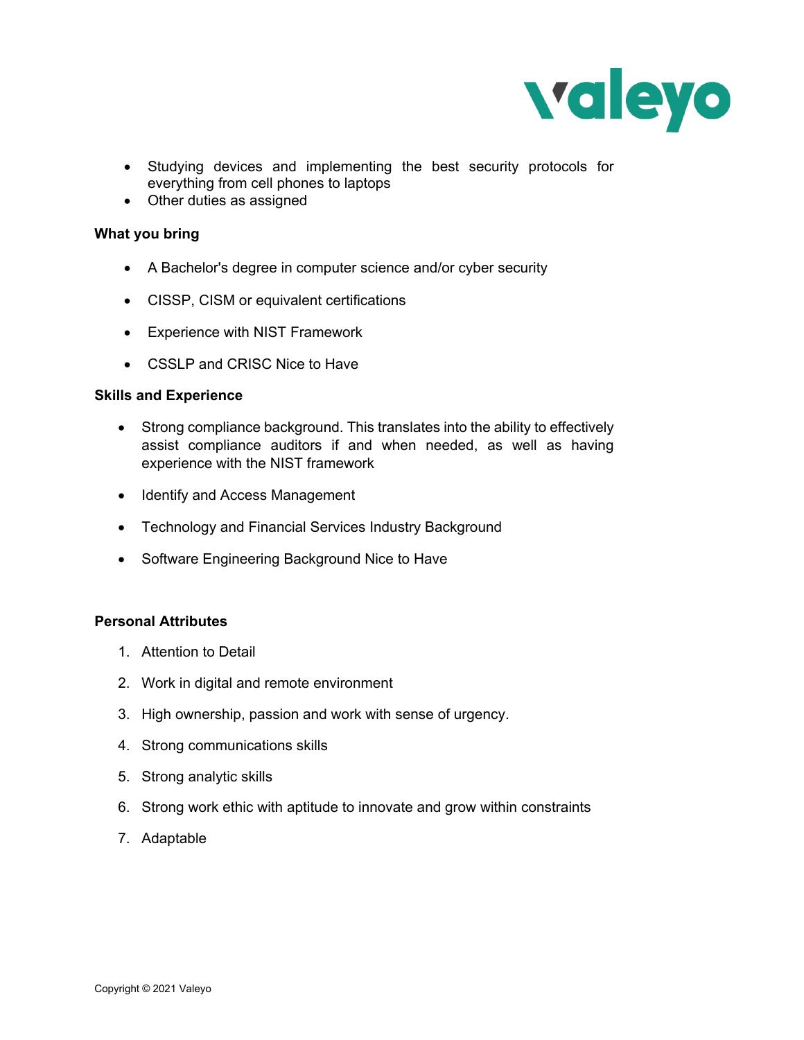- Studying devices and implementing the best security protocols for everything from cell phones to laptops
- Other duties as assigned

**What you bring**

- A Bachelor's degree in computer science and/or cyber security
- CISSP, CISM or equivalent certifications
- Experience with NIST Framework
- CSSLP and CRISC Nice to Have

**Skills and Experience**

- Strong compliance background. This translates into the ability to effectively assist compliance auditors if and when needed, as well as having experience with the NIST framework
- Identify and Access Management
- Technology and Financial Services Industry Background
- Software Engineering Background Nice to Have

**Personal Attributes**

1. Attention to Detail
2. Work in digital and remote environment
3. High ownership, passion and work with sense of urgency.
4. Strong communications skills
5. Strong analytic skills
6. Strong work ethic with aptitude to innovate and grow within constraints
7. Adaptable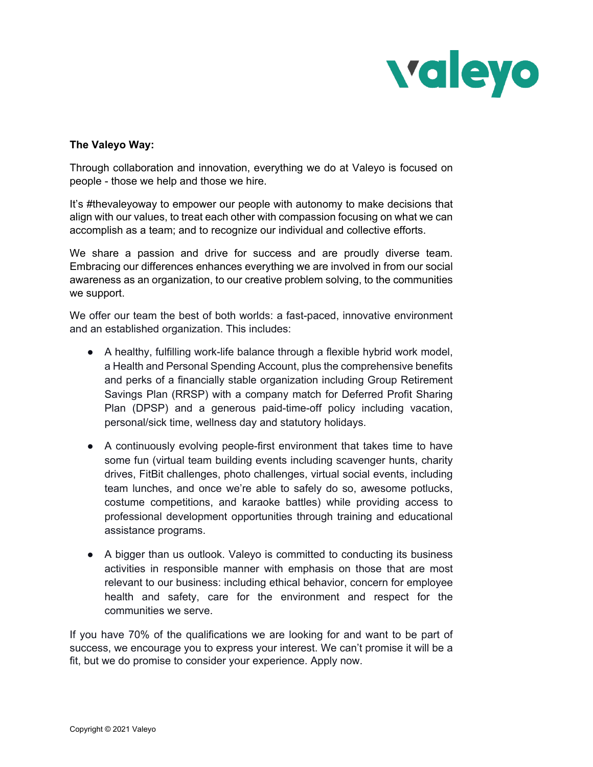**The Valeyo Way:**

Through collaboration and innovation, everything we do at Valeyo is focused on people - those we help and those we hire.

It's #thevaleyoway to empower our people with autonomy to make decisions that align with our values, to treat each other with compassion focusing on what we can accomplish as a team; and to recognize our individual and collective efforts.

We share a passion and drive for success and are proudly diverse team. Embracing our differences enhances everything we are involved in from our social awareness as an organization, to our creative problem solving, to the communities we support.

We offer our team the best of both worlds: a fast-paced, innovative environment and an established organization. This includes:

- A healthy, fulfilling work-life balance through a flexible hybrid work model, a Health and Personal Spending Account, plus the comprehensive benefits and perks of a financially stable organization including Group Retirement Savings Plan (RRSP) with a company match for Deferred Profit Sharing Plan (DPSP) and a generous paid-time-off policy including vacation, personal/sick time, wellness day and statutory holidays.
- A continuously evolving people-first environment that takes time to have some fun (virtual team building events including scavenger hunts, charity drives, FitBit challenges, photo challenges, virtual social events, including team lunches, and once we're able to safely do so, awesome potlucks, costume competitions, and karaoke battles) while providing access to professional development opportunities through training and educational assistance programs.
- A bigger than us outlook. Valeyo is committed to conducting its business activities in responsible manner with emphasis on those that are most relevant to our business: including ethical behavior, concern for employee health and safety, care for the environment and respect for the communities we serve.

If you have 70% of the qualifications we are looking for and want to be part of success, we encourage you to express your interest. We can't promise it will be a fit, but we do promise to consider your experience. Apply now.

Copyright © 2021 Valeyo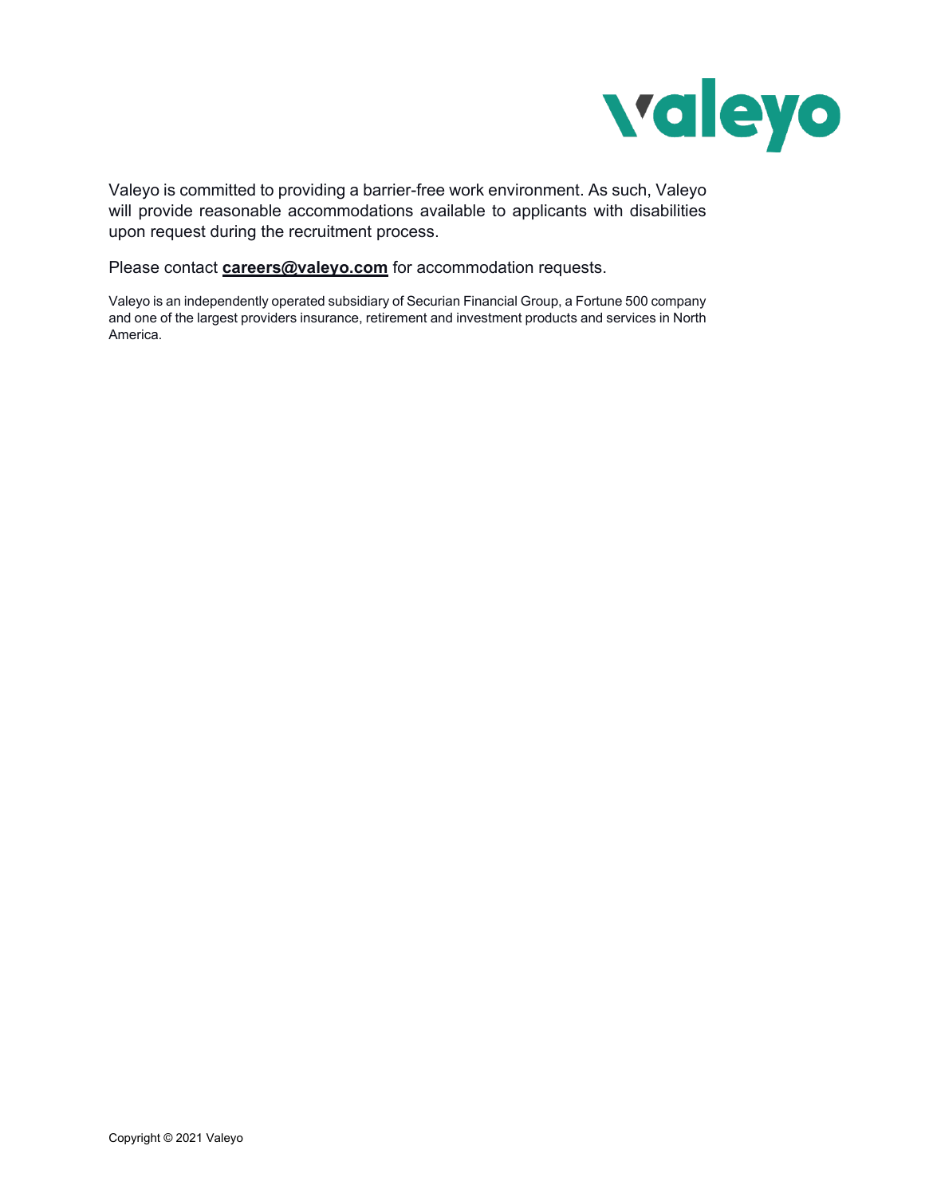Valeyo is committed to providing a barrier-free work environment. As such, Valeyo will provide reasonable accommodations available to applicants with disabilities upon request during the recruitment process.

Please contact **careers@valeyo.com** for accommodation requests.

Valeyo is an independently operated subsidiary of Securian Financial Group, a Fortune 500 company and one of the largest providers insurance, retirement and investment products and services in North America.

Copyright © 2021 Valeyo